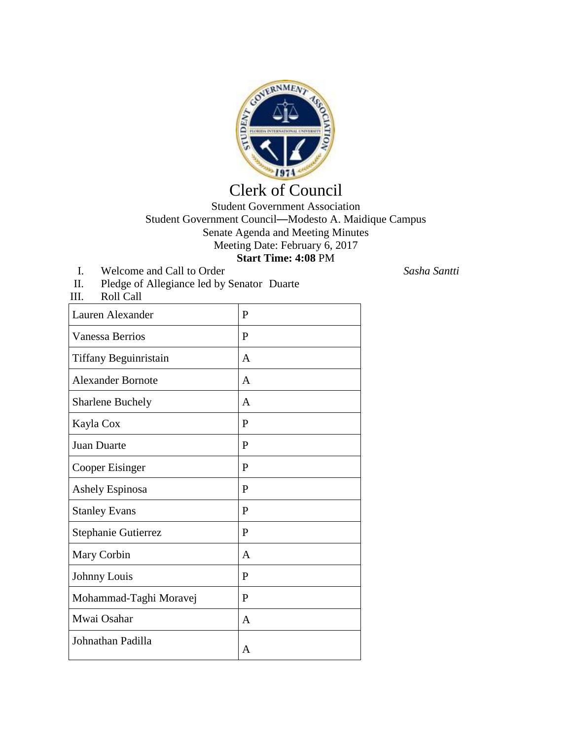# Clerk of Council

Student Government Association
Student Government Council—Modesto A. Maidique Campus
Senate Agenda and Meeting Minutes
Meeting Date: February 6, 2017
**Start Time: 4:08** PM

I. Welcome and Call to Order *Sasha Santti*

II. Pledge of Allegiance led by Senator Duarte

III. Roll Call

| | |
|---|---|
| Lauren Alexander | P |
| Vanessa Berrios | P |
| Tiffany Beguinristain | A |
| Alexander Bornote | A |
| Sharlene Buchely | A |
| Kayla Cox | P |
| Juan Duarte | P |
| Cooper Eisinger | P |
| Ashely Espinosa | P |
| Stanley Evans | P |
| Stephanie Gutierrez | P |
| Mary Corbin | A |
| Johnny Louis | P |
| Mohammad-Taghi Moravej | P |
| Mwai Osahar | A |
| Johnathan Padilla | A |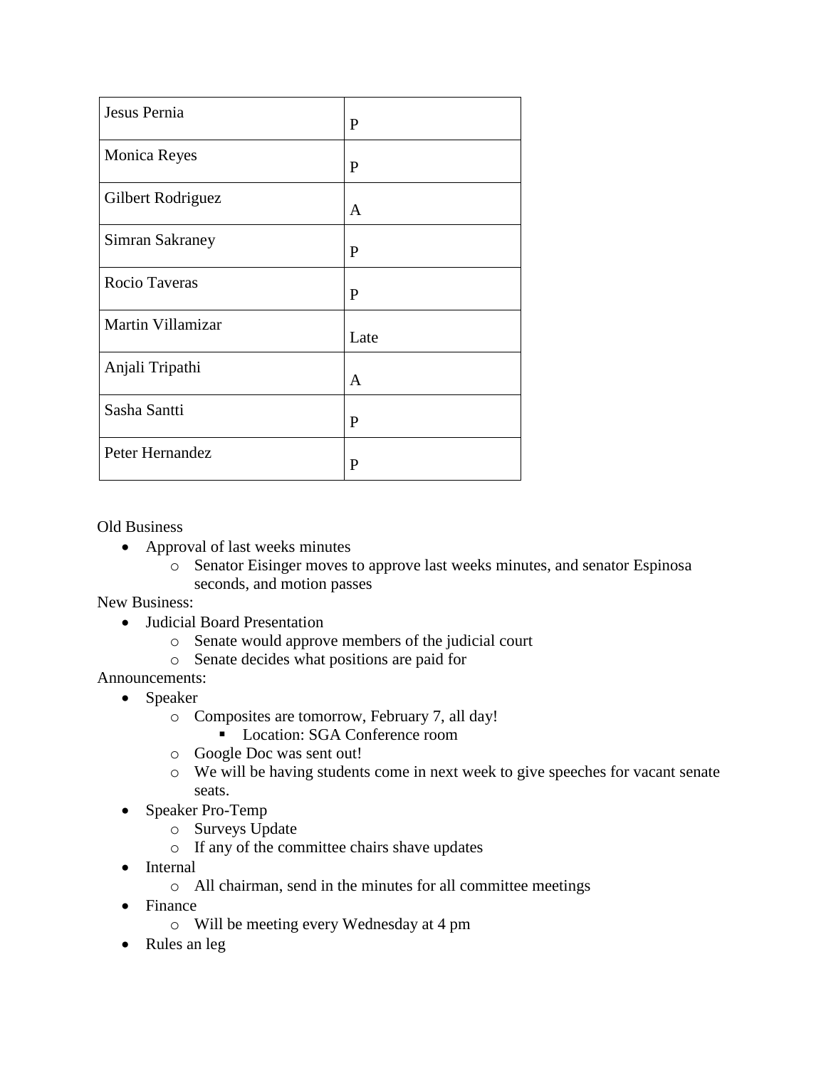| | |
|---|---|
| Jesus Pernia | P |
| Monica Reyes | P |
| Gilbert Rodriguez | A |
| Simran Sakraney | P |
| Rocio Taveras | P |
| Martin Villamizar | Late |
| Anjali Tripathi | A |
| Sasha Santti | P |
| Peter Hernandez | P |

Old Business

- Approval of last weeks minutes
  - Senator Eisinger moves to approve last weeks minutes, and senator Espinosa seconds, and motion passes

New Business:

- Judicial Board Presentation
  - Senate would approve members of the judicial court
  - Senate decides what positions are paid for

Announcements:

- Speaker
  - Composites are tomorrow, February 7, all day!
    - Location: SGA Conference room
  - Google Doc was sent out!
  - We will be having students come in next week to give speeches for vacant senate seats.
- Speaker Pro-Temp
  - Surveys Update
  - If any of the committee chairs shave updates
- Internal
  - All chairman, send in the minutes for all committee meetings
- Finance
  - Will be meeting every Wednesday at 4 pm
- Rules an leg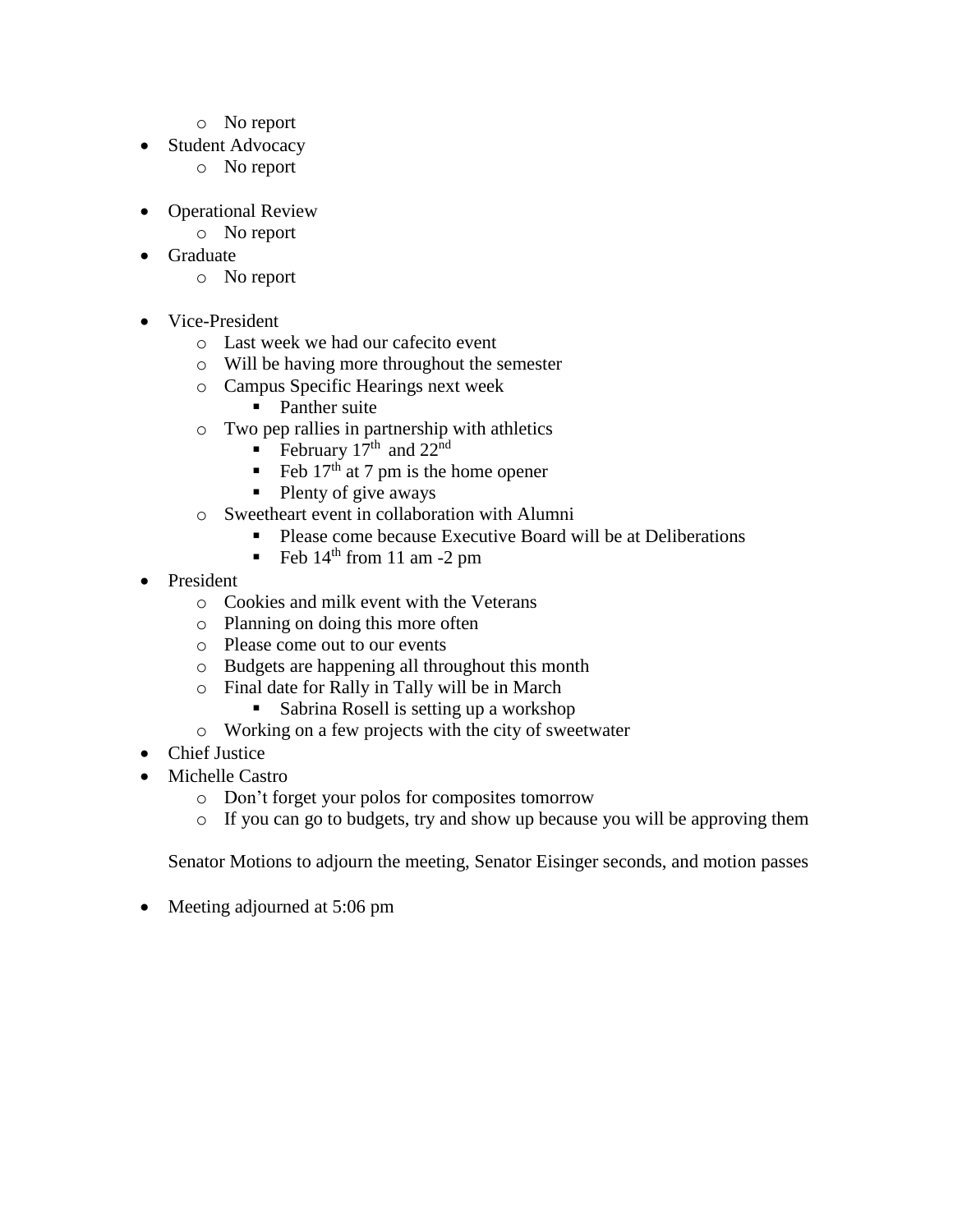- No report
- Student Advocacy
  - No report

- Operational Review
  - No report
- Graduate
  - No report

- Vice-President
  - Last week we had our cafecito event
  - Will be having more throughout the semester
  - Campus Specific Hearings next week
    - Panther suite
  - Two pep rallies in partnership with athletics
    - February 17th and 22nd
    - Feb 17th at 7 pm is the home opener
    - Plenty of give aways
  - Sweetheart event in collaboration with Alumni
    - Please come because Executive Board will be at Deliberations
    - Feb 14th from 11 am -2 pm
- President
  - Cookies and milk event with the Veterans
  - Planning on doing this more often
  - Please come out to our events
  - Budgets are happening all throughout this month
  - Final date for Rally in Tally will be in March
    - Sabrina Rosell is setting up a workshop
  - Working on a few projects with the city of sweetwater
- Chief Justice
- Michelle Castro
  - Don't forget your polos for composites tomorrow
  - If you can go to budgets, try and show up because you will be approving them

Senator Motions to adjourn the meeting, Senator Eisinger seconds, and motion passes

- Meeting adjourned at 5:06 pm